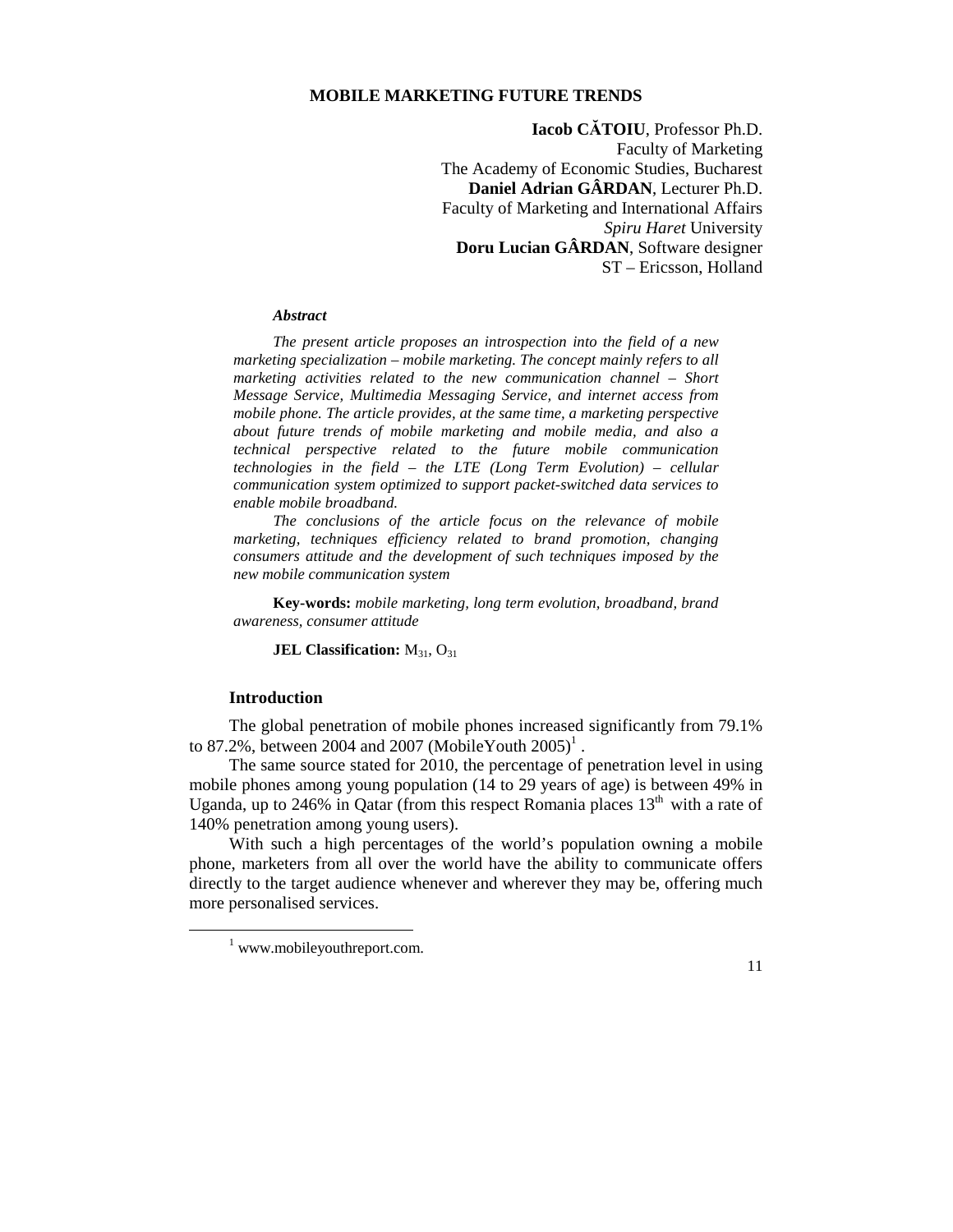# MOBILE MARKETING FUTURE TRENDS

**Iacob CĂTOIU**, Professor Ph.D.
Faculty of Marketing
The Academy of Economic Studies, Bucharest
**Daniel Adrian GÂRDAN**, Lecturer Ph.D.
Faculty of Marketing and International Affairs
*Spiru Haret* University
**Doru Lucian GÂRDAN**, Software designer
ST – Ericsson, Holland

***Abstract***

*The present article proposes an introspection into the field of a new marketing specialization – mobile marketing. The concept mainly refers to all marketing activities related to the new communication channel – Short Message Service, Multimedia Messaging Service, and internet access from mobile phone. The article provides, at the same time, a marketing perspective about future trends of mobile marketing and mobile media, and also a technical perspective related to the future mobile communication technologies in the field – the LTE (Long Term Evolution) – cellular communication system optimized to support packet-switched data services to enable mobile broadband.*

*The conclusions of the article focus on the relevance of mobile marketing, techniques efficiency related to brand promotion, changing consumers attitude and the development of such techniques imposed by the new mobile communication system*

**Key-words:** *mobile marketing, long term evolution, broadband, brand awareness, consumer attitude*

**JEL Classification:** $M_{31}$, $O_{31}$

## Introduction

The global penetration of mobile phones increased significantly from 79.1% to 87.2%, between 2004 and 2007 (MobileYouth 2005)[1] .

The same source stated for 2010, the percentage of penetration level in using mobile phones among young population (14 to 29 years of age) is between 49% in Uganda, up to 246% in Qatar (from this respect Romania places 13th with a rate of 140% penetration among young users).

With such a high percentages of the world's population owning a mobile phone, marketers from all over the world have the ability to communicate offers directly to the target audience whenever and wherever they may be, offering much more personalised services.

[1] www.mobileyouthreport.com.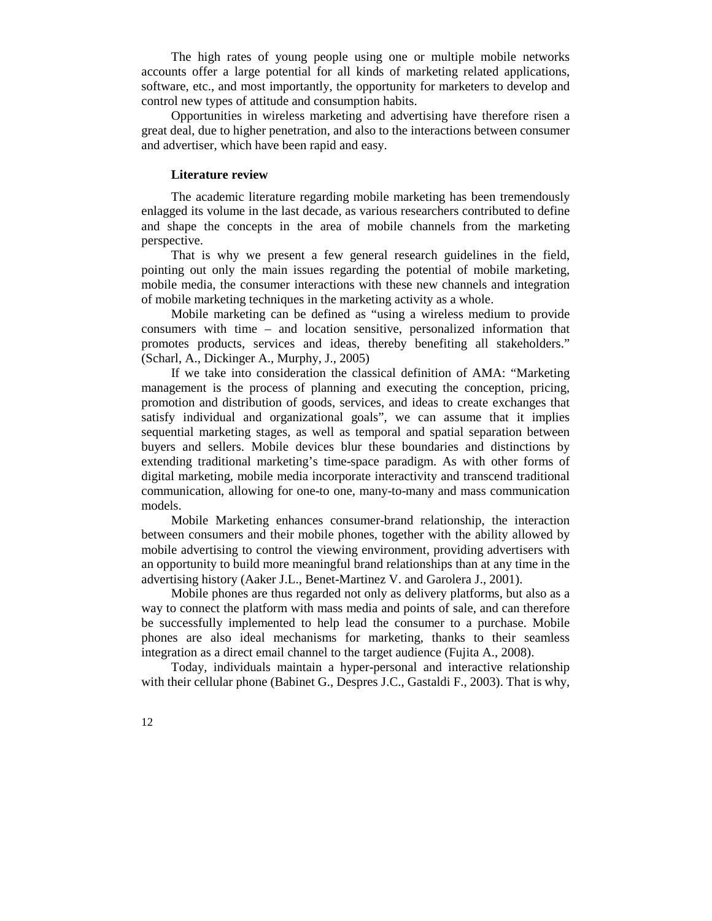The high rates of young people using one or multiple mobile networks accounts offer a large potential for all kinds of marketing related applications, software, etc., and most importantly, the opportunity for marketers to develop and control new types of attitude and consumption habits.

Opportunities in wireless marketing and advertising have therefore risen a great deal, due to higher penetration, and also to the interactions between consumer and advertiser, which have been rapid and easy.

## Literature review

The academic literature regarding mobile marketing has been tremendously enlagged its volume in the last decade, as various researchers contributed to define and shape the concepts in the area of mobile channels from the marketing perspective.

That is why we present a few general research guidelines in the field, pointing out only the main issues regarding the potential of mobile marketing, mobile media, the consumer interactions with these new channels and integration of mobile marketing techniques in the marketing activity as a whole.

Mobile marketing can be defined as "using a wireless medium to provide consumers with time – and location sensitive, personalized information that promotes products, services and ideas, thereby benefiting all stakeholders." (Scharl, A., Dickinger A., Murphy, J., 2005)

If we take into consideration the classical definition of AMA: "Marketing management is the process of planning and executing the conception, pricing, promotion and distribution of goods, services, and ideas to create exchanges that satisfy individual and organizational goals", we can assume that it implies sequential marketing stages, as well as temporal and spatial separation between buyers and sellers. Mobile devices blur these boundaries and distinctions by extending traditional marketing's time-space paradigm. As with other forms of digital marketing, mobile media incorporate interactivity and transcend traditional communication, allowing for one-to one, many-to-many and mass communication models.

Mobile Marketing enhances consumer-brand relationship, the interaction between consumers and their mobile phones, together with the ability allowed by mobile advertising to control the viewing environment, providing advertisers with an opportunity to build more meaningful brand relationships than at any time in the advertising history (Aaker J.L., Benet-Martinez V. and Garolera J., 2001).

Mobile phones are thus regarded not only as delivery platforms, but also as a way to connect the platform with mass media and points of sale, and can therefore be successfully implemented to help lead the consumer to a purchase. Mobile phones are also ideal mechanisms for marketing, thanks to their seamless integration as a direct email channel to the target audience (Fujita A., 2008).

Today, individuals maintain a hyper-personal and interactive relationship with their cellular phone (Babinet G., Despres J.C., Gastaldi F., 2003). That is why,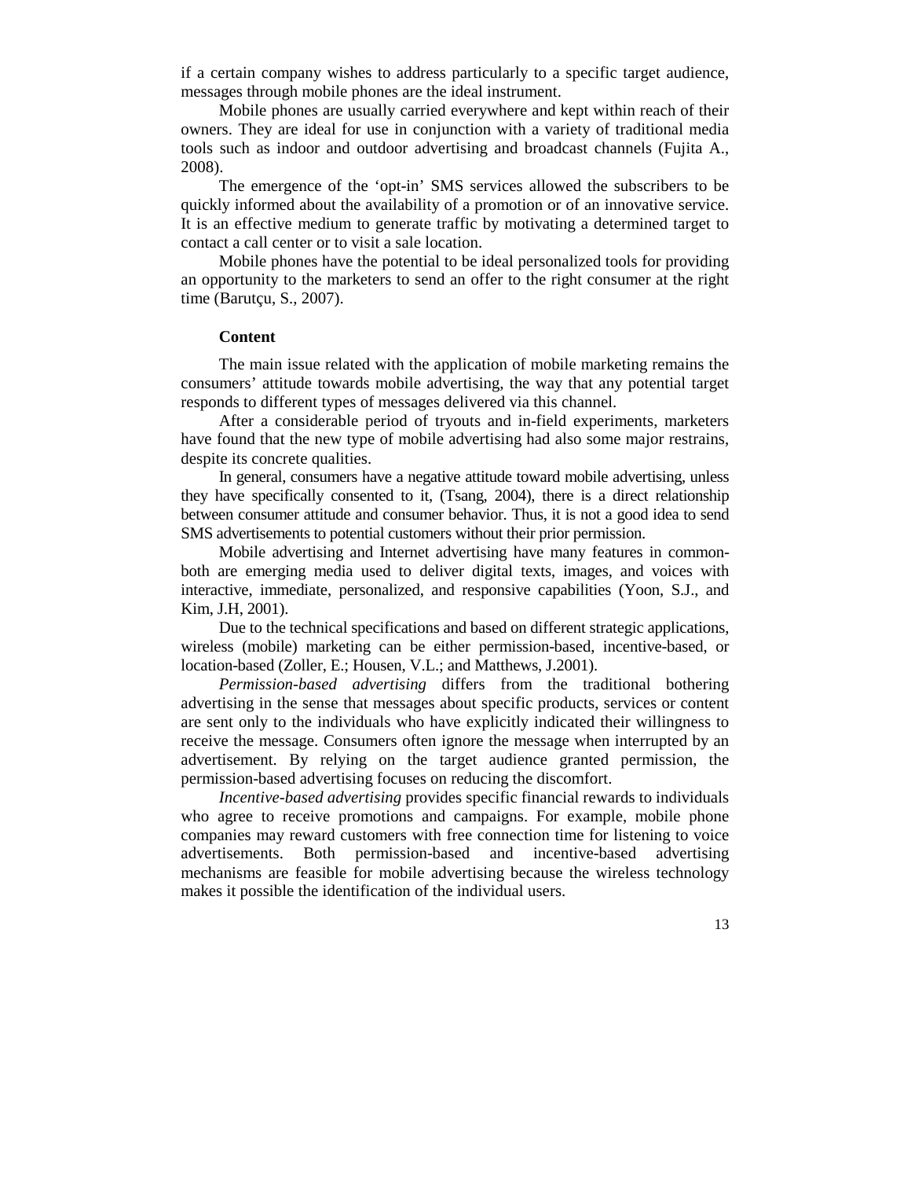if a certain company wishes to address particularly to a specific target audience, messages through mobile phones are the ideal instrument.

Mobile phones are usually carried everywhere and kept within reach of their owners. They are ideal for use in conjunction with a variety of traditional media tools such as indoor and outdoor advertising and broadcast channels (Fujita A., 2008).

The emergence of the 'opt-in' SMS services allowed the subscribers to be quickly informed about the availability of a promotion or of an innovative service. It is an effective medium to generate traffic by motivating a determined target to contact a call center or to visit a sale location.

Mobile phones have the potential to be ideal personalized tools for providing an opportunity to the marketers to send an offer to the right consumer at the right time (Barutçu, S., 2007).

**Content**

The main issue related with the application of mobile marketing remains the consumers' attitude towards mobile advertising, the way that any potential target responds to different types of messages delivered via this channel.

After a considerable period of tryouts and in-field experiments, marketers have found that the new type of mobile advertising had also some major restrains, despite its concrete qualities.

In general, consumers have a negative attitude toward mobile advertising, unless they have specifically consented to it, (Tsang, 2004), there is a direct relationship between consumer attitude and consumer behavior. Thus, it is not a good idea to send SMS advertisements to potential customers without their prior permission.

Mobile advertising and Internet advertising have many features in common-both are emerging media used to deliver digital texts, images, and voices with interactive, immediate, personalized, and responsive capabilities (Yoon, S.J., and Kim, J.H, 2001).

Due to the technical specifications and based on different strategic applications, wireless (mobile) marketing can be either permission-based, incentive-based, or location-based (Zoller, E.; Housen, V.L.; and Matthews, J.2001).

*Permission-based advertising* differs from the traditional bothering advertising in the sense that messages about specific products, services or content are sent only to the individuals who have explicitly indicated their willingness to receive the message. Consumers often ignore the message when interrupted by an advertisement. By relying on the target audience granted permission, the permission-based advertising focuses on reducing the discomfort.

*Incentive-based advertising* provides specific financial rewards to individuals who agree to receive promotions and campaigns. For example, mobile phone companies may reward customers with free connection time for listening to voice advertisements. Both permission-based and incentive-based advertising mechanisms are feasible for mobile advertising because the wireless technology makes it possible the identification of the individual users.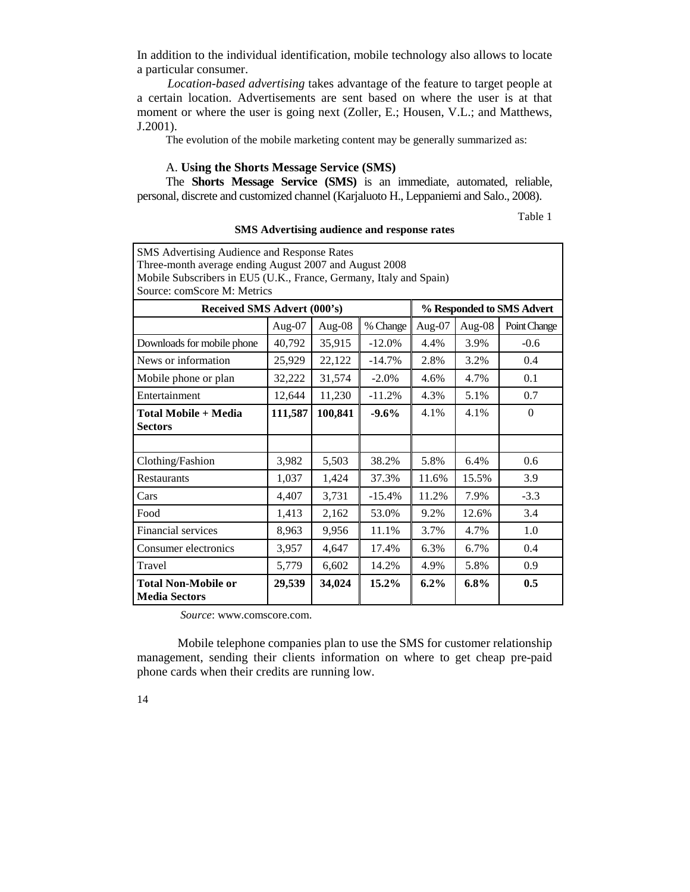In addition to the individual identification, mobile technology also allows to locate a particular consumer.

*Location-based advertising* takes advantage of the feature to target people at a certain location. Advertisements are sent based on where the user is at that moment or where the user is going next (Zoller, E.; Housen, V.L.; and Matthews, J.2001).

The evolution of the mobile marketing content may be generally summarized as:

A. **Using the Shorts Message Service (SMS)**

The **Shorts Message Service (SMS)** is an immediate, automated, reliable, personal, discrete and customized channel (Karjaluoto H., Leppaniemi and Salo., 2008).

Table 1

**SMS Advertising audience and response rates**

| SMS Advertising Audience and Response Rates<br>Three-month average ending August 2007 and August 2008<br>Mobile Subscribers in EU5 (U.K., France, Germany, Italy and Spain)<br>Source: comScore M: Metrics | | | | | | |
|---|---|---|---|---|---|---|
| **Received SMS Advert (000's)** | | | | **% Responded to SMS Advert** | | |
| | Aug-07 | Aug-08 | % Change | Aug-07 | Aug-08 | Point Change |
| Downloads for mobile phone | 40,792 | 35,915 | -12.0% | 4.4% | 3.9% | -0.6 |
| News or information | 25,929 | 22,122 | -14.7% | 2.8% | 3.2% | 0.4 |
| Mobile phone or plan | 32,222 | 31,574 | -2.0% | 4.6% | 4.7% | 0.1 |
| Entertainment | 12,644 | 11,230 | -11.2% | 4.3% | 5.1% | 0.7 |
| **Total Mobile + Media Sectors** | **111,587** | **100,841** | **-9.6%** | 4.1% | 4.1% | 0 |
| | | | | | | |
| Clothing/Fashion | 3,982 | 5,503 | 38.2% | 5.8% | 6.4% | 0.6 |
| Restaurants | 1,037 | 1,424 | 37.3% | 11.6% | 15.5% | 3.9 |
| Cars | 4,407 | 3,731 | -15.4% | 11.2% | 7.9% | -3.3 |
| Food | 1,413 | 2,162 | 53.0% | 9.2% | 12.6% | 3.4 |
| Financial services | 8,963 | 9,956 | 11.1% | 3.7% | 4.7% | 1.0 |
| Consumer electronics | 3,957 | 4,647 | 17.4% | 6.3% | 6.7% | 0.4 |
| Travel | 5,779 | 6,602 | 14.2% | 4.9% | 5.8% | 0.9 |
| **Total Non-Mobile or Media Sectors** | **29,539** | **34,024** | **15.2%** | **6.2%** | **6.8%** | **0.5** |

*Source*: www.comscore.com.

Mobile telephone companies plan to use the SMS for customer relationship management, sending their clients information on where to get cheap pre-paid phone cards when their credits are running low.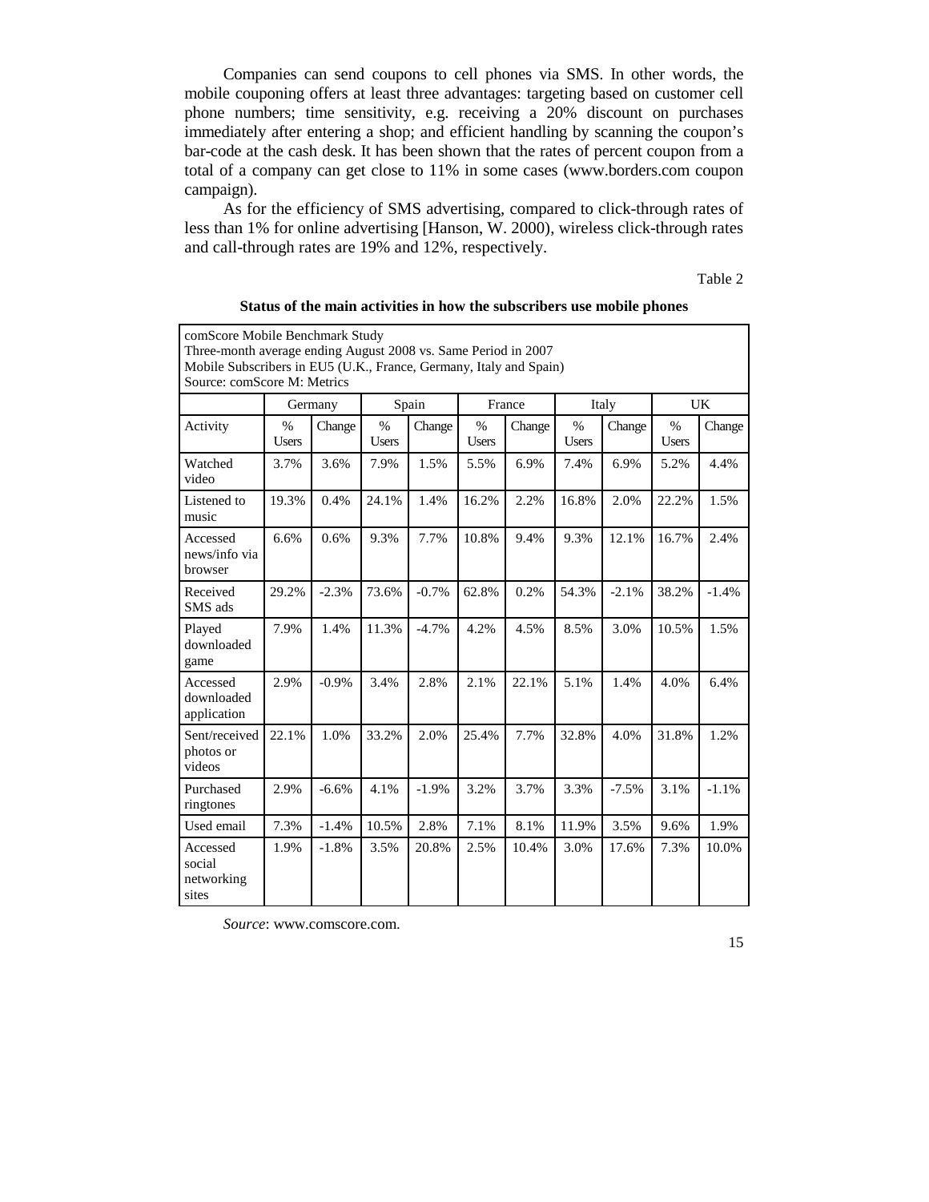Companies can send coupons to cell phones via SMS. In other words, the mobile couponing offers at least three advantages: targeting based on customer cell phone numbers; time sensitivity, e.g. receiving a 20% discount on purchases immediately after entering a shop; and efficient handling by scanning the coupon's bar-code at the cash desk. It has been shown that the rates of percent coupon from a total of a company can get close to 11% in some cases (www.borders.com coupon campaign).

As for the efficiency of SMS advertising, compared to click-through rates of less than 1% for online advertising [Hanson, W. 2000), wireless click-through rates and call-through rates are 19% and 12%, respectively.

Table 2

**Status of the main activities in how the subscribers use mobile phones**

comScore Mobile Benchmark Study
Three-month average ending August 2008 vs. Same Period in 2007
Mobile Subscribers in EU5 (U.K., France, Germany, Italy and Spain)
Source: comScore M: Metrics

| | Germany | | Spain | | France | | Italy | | UK | |
|---|---|---|---|---|---|---|---|---|---|---|
| Activity | % Users | Change | % Users | Change | % Users | Change | % Users | Change | % Users | Change |
| Watched video | 3.7% | 3.6% | 7.9% | 1.5% | 5.5% | 6.9% | 7.4% | 6.9% | 5.2% | 4.4% |
| Listened to music | 19.3% | 0.4% | 24.1% | 1.4% | 16.2% | 2.2% | 16.8% | 2.0% | 22.2% | 1.5% |
| Accessed news/info via browser | 6.6% | 0.6% | 9.3% | 7.7% | 10.8% | 9.4% | 9.3% | 12.1% | 16.7% | 2.4% |
| Received SMS ads | 29.2% | -2.3% | 73.6% | -0.7% | 62.8% | 0.2% | 54.3% | -2.1% | 38.2% | -1.4% |
| Played downloaded game | 7.9% | 1.4% | 11.3% | -4.7% | 4.2% | 4.5% | 8.5% | 3.0% | 10.5% | 1.5% |
| Accessed downloaded application | 2.9% | -0.9% | 3.4% | 2.8% | 2.1% | 22.1% | 5.1% | 1.4% | 4.0% | 6.4% |
| Sent/received photos or videos | 22.1% | 1.0% | 33.2% | 2.0% | 25.4% | 7.7% | 32.8% | 4.0% | 31.8% | 1.2% |
| Purchased ringtones | 2.9% | -6.6% | 4.1% | -1.9% | 3.2% | 3.7% | 3.3% | -7.5% | 3.1% | -1.1% |
| Used email | 7.3% | -1.4% | 10.5% | 2.8% | 7.1% | 8.1% | 11.9% | 3.5% | 9.6% | 1.9% |
| Accessed social networking sites | 1.9% | -1.8% | 3.5% | 20.8% | 2.5% | 10.4% | 3.0% | 17.6% | 7.3% | 10.0% |

*Source*: www.comscore.com.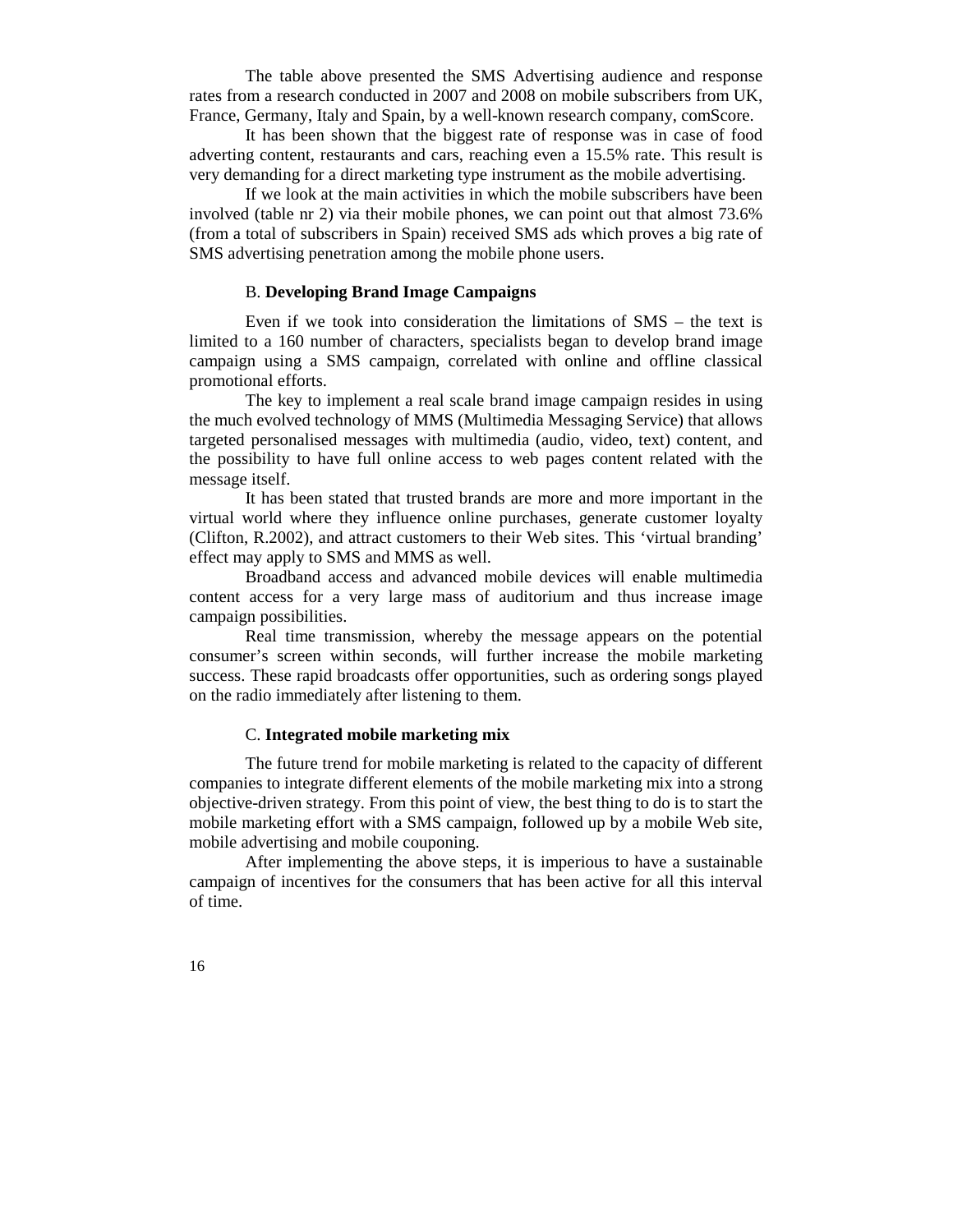The table above presented the SMS Advertising audience and response rates from a research conducted in 2007 and 2008 on mobile subscribers from UK, France, Germany, Italy and Spain, by a well-known research company, comScore.

It has been shown that the biggest rate of response was in case of food adverting content, restaurants and cars, reaching even a 15.5% rate. This result is very demanding for a direct marketing type instrument as the mobile advertising.

If we look at the main activities in which the mobile subscribers have been involved (table nr 2) via their mobile phones, we can point out that almost 73.6% (from a total of subscribers in Spain) received SMS ads which proves a big rate of SMS advertising penetration among the mobile phone users.

### B. **Developing Brand Image Campaigns**

Even if we took into consideration the limitations of SMS – the text is limited to a 160 number of characters, specialists began to develop brand image campaign using a SMS campaign, correlated with online and offline classical promotional efforts.

The key to implement a real scale brand image campaign resides in using the much evolved technology of MMS (Multimedia Messaging Service) that allows targeted personalised messages with multimedia (audio, video, text) content, and the possibility to have full online access to web pages content related with the message itself.

It has been stated that trusted brands are more and more important in the virtual world where they influence online purchases, generate customer loyalty (Clifton, R.2002), and attract customers to their Web sites. This 'virtual branding' effect may apply to SMS and MMS as well.

Broadband access and advanced mobile devices will enable multimedia content access for a very large mass of auditorium and thus increase image campaign possibilities.

Real time transmission, whereby the message appears on the potential consumer's screen within seconds, will further increase the mobile marketing success. These rapid broadcasts offer opportunities, such as ordering songs played on the radio immediately after listening to them.

### C. **Integrated mobile marketing mix**

The future trend for mobile marketing is related to the capacity of different companies to integrate different elements of the mobile marketing mix into a strong objective-driven strategy. From this point of view, the best thing to do is to start the mobile marketing effort with a SMS campaign, followed up by a mobile Web site, mobile advertising and mobile couponing.

After implementing the above steps, it is imperious to have a sustainable campaign of incentives for the consumers that has been active for all this interval of time.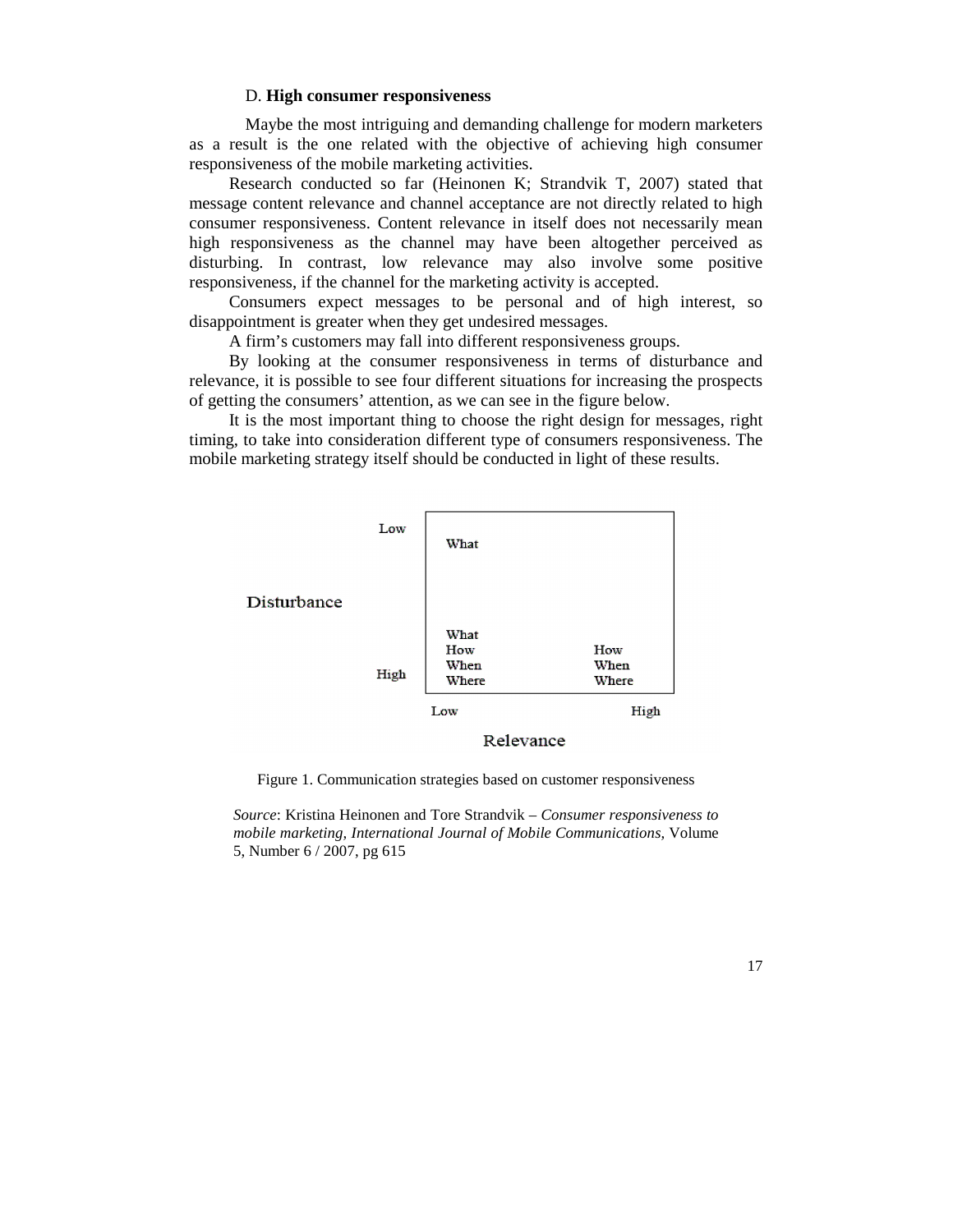D. **High consumer responsiveness**

Maybe the most intriguing and demanding challenge for modern marketers as a result is the one related with the objective of achieving high consumer responsiveness of the mobile marketing activities.

Research conducted so far (Heinonen K; Strandvik T, 2007) stated that message content relevance and channel acceptance are not directly related to high consumer responsiveness. Content relevance in itself does not necessarily mean high responsiveness as the channel may have been altogether perceived as disturbing. In contrast, low relevance may also involve some positive responsiveness, if the channel for the marketing activity is accepted.

Consumers expect messages to be personal and of high interest, so disappointment is greater when they get undesired messages.

A firm's customers may fall into different responsiveness groups.

By looking at the consumer responsiveness in terms of disturbance and relevance, it is possible to see four different situations for increasing the prospects of getting the consumers' attention, as we can see in the figure below.

It is the most important thing to choose the right design for messages, right timing, to take into consideration different type of consumers responsiveness. The mobile marketing strategy itself should be conducted in light of these results.

| Disturbance \ Relevance | Low | High |
|---|---|---|
| Low | What | |
| High | What, How, When, Where | How, When, Where |

Figure 1. Communication strategies based on customer responsiveness

*Source*: Kristina Heinonen and Tore Strandvik – *Consumer responsiveness to mobile marketing, International Journal of Mobile Communications,* Volume 5, Number 6 / 2007, pg 615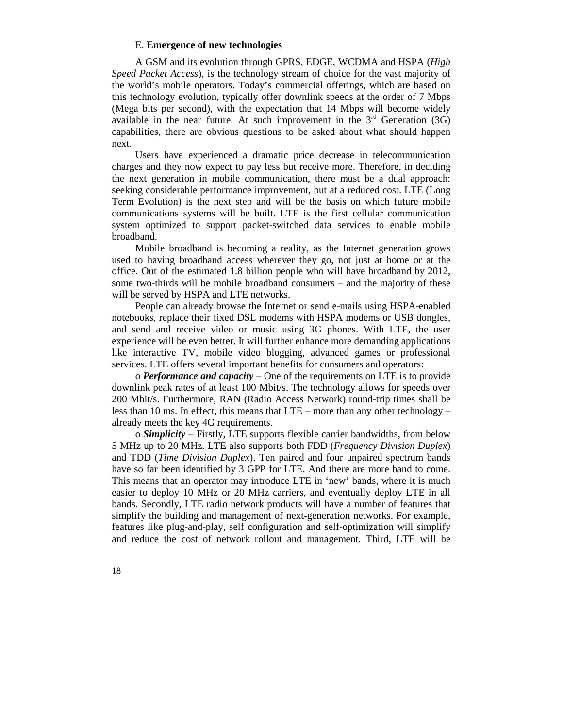### E. **Emergence of new technologies**

A GSM and its evolution through GPRS, EDGE, WCDMA and HSPA (*High Speed Packet Access*), is the technology stream of choice for the vast majority of the world's mobile operators. Today's commercial offerings, which are based on this technology evolution, typically offer downlink speeds at the order of 7 Mbps (Mega bits per second), with the expectation that 14 Mbps will become widely available in the near future. At such improvement in the 3rd Generation (3G) capabilities, there are obvious questions to be asked about what should happen next.

Users have experienced a dramatic price decrease in telecommunication charges and they now expect to pay less but receive more. Therefore, in deciding the next generation in mobile communication, there must be a dual approach: seeking considerable performance improvement, but at a reduced cost. LTE (Long Term Evolution) is the next step and will be the basis on which future mobile communications systems will be built. LTE is the first cellular communication system optimized to support packet-switched data services to enable mobile broadband.

Mobile broadband is becoming a reality, as the Internet generation grows used to having broadband access wherever they go, not just at home or at the office. Out of the estimated 1.8 billion people who will have broadband by 2012, some two-thirds will be mobile broadband consumers – and the majority of these will be served by HSPA and LTE networks.

People can already browse the Internet or send e-mails using HSPA-enabled notebooks, replace their fixed DSL modems with HSPA modems or USB dongles, and send and receive video or music using 3G phones. With LTE, the user experience will be even better. It will further enhance more demanding applications like interactive TV, mobile video blogging, advanced games or professional services. LTE offers several important benefits for consumers and operators:

o ***Performance and capacity*** – One of the requirements on LTE is to provide downlink peak rates of at least 100 Mbit/s. The technology allows for speeds over 200 Mbit/s. Furthermore, RAN (Radio Access Network) round-trip times shall be less than 10 ms. In effect, this means that LTE – more than any other technology – already meets the key 4G requirements.

o ***Simplicity*** – Firstly, LTE supports flexible carrier bandwidths, from below 5 MHz up to 20 MHz. LTE also supports both FDD (*Frequency Division Duplex*) and TDD (*Time Division Duplex*). Ten paired and four unpaired spectrum bands have so far been identified by 3 GPP for LTE. And there are more band to come. This means that an operator may introduce LTE in 'new' bands, where it is much easier to deploy 10 MHz or 20 MHz carriers, and eventually deploy LTE in all bands. Secondly, LTE radio network products will have a number of features that simplify the building and management of next-generation networks. For example, features like plug-and-play, self configuration and self-optimization will simplify and reduce the cost of network rollout and management. Third, LTE will be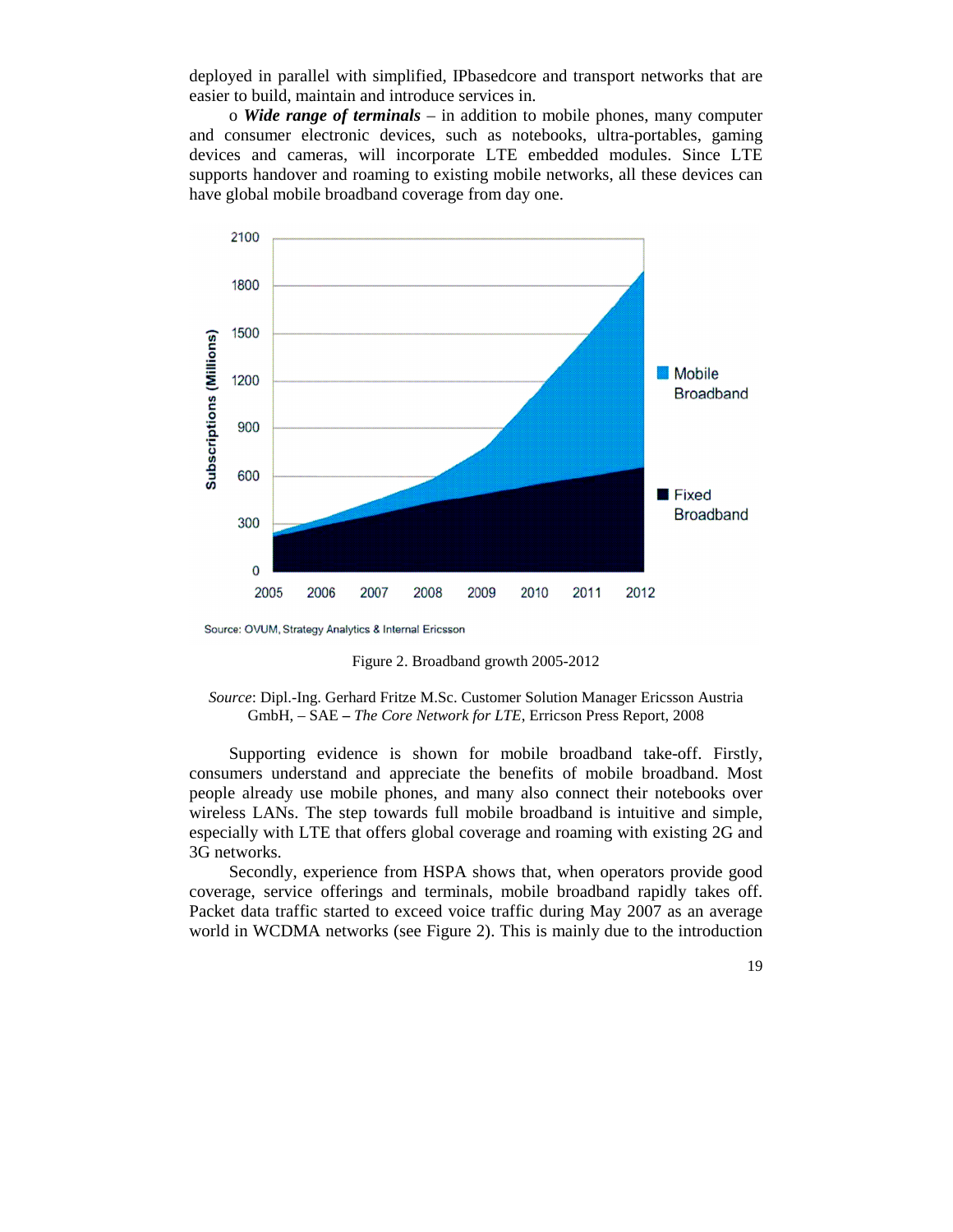deployed in parallel with simplified, IPbasedcore and transport networks that are easier to build, maintain and introduce services in.

o ***Wide range of terminals*** – in addition to mobile phones, many computer and consumer electronic devices, such as notebooks, ultra-portables, gaming devices and cameras, will incorporate LTE embedded modules. Since LTE supports handover and roaming to existing mobile networks, all these devices can have global mobile broadband coverage from day one.

Source: OVUM, Strategy Analytics & Internal Ericsson

Figure 2. Broadband growth 2005-2012

*Source*: Dipl.-Ing. Gerhard Fritze M.Sc. Customer Solution Manager Ericsson Austria GmbH, – SAE – *The Core Network for LTE*, Erricson Press Report, 2008

Supporting evidence is shown for mobile broadband take-off. Firstly, consumers understand and appreciate the benefits of mobile broadband. Most people already use mobile phones, and many also connect their notebooks over wireless LANs. The step towards full mobile broadband is intuitive and simple, especially with LTE that offers global coverage and roaming with existing 2G and 3G networks.

Secondly, experience from HSPA shows that, when operators provide good coverage, service offerings and terminals, mobile broadband rapidly takes off. Packet data traffic started to exceed voice traffic during May 2007 as an average world in WCDMA networks (see Figure 2). This is mainly due to the introduction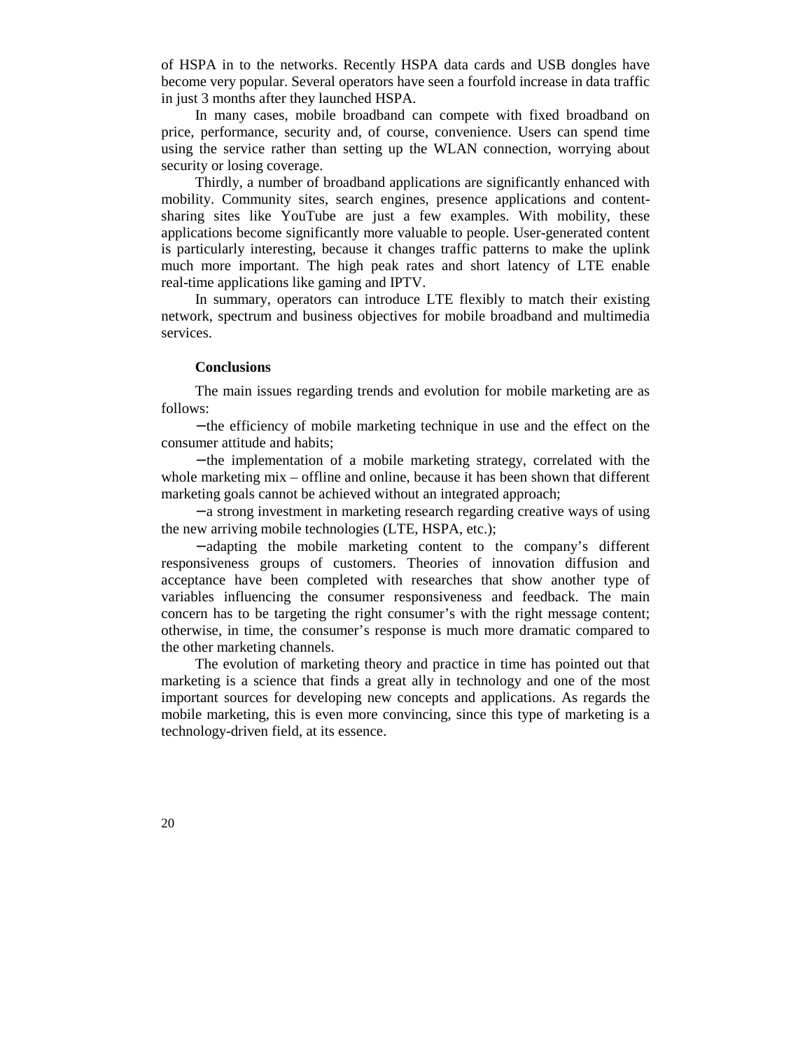of HSPA in to the networks. Recently HSPA data cards and USB dongles have become very popular. Several operators have seen a fourfold increase in data traffic in just 3 months after they launched HSPA.

In many cases, mobile broadband can compete with fixed broadband on price, performance, security and, of course, convenience. Users can spend time using the service rather than setting up the WLAN connection, worrying about security or losing coverage.

Thirdly, a number of broadband applications are significantly enhanced with mobility. Community sites, search engines, presence applications and content-sharing sites like YouTube are just a few examples. With mobility, these applications become significantly more valuable to people. User-generated content is particularly interesting, because it changes traffic patterns to make the uplink much more important. The high peak rates and short latency of LTE enable real-time applications like gaming and IPTV.

In summary, operators can introduce LTE flexibly to match their existing network, spectrum and business objectives for mobile broadband and multimedia services.

**Conclusions**

The main issues regarding trends and evolution for mobile marketing are as follows:

− the efficiency of mobile marketing technique in use and the effect on the consumer attitude and habits;

− the implementation of a mobile marketing strategy, correlated with the whole marketing mix – offline and online, because it has been shown that different marketing goals cannot be achieved without an integrated approach;

− a strong investment in marketing research regarding creative ways of using the new arriving mobile technologies (LTE, HSPA, etc.);

− adapting the mobile marketing content to the company's different responsiveness groups of customers. Theories of innovation diffusion and acceptance have been completed with researches that show another type of variables influencing the consumer responsiveness and feedback. The main concern has to be targeting the right consumer's with the right message content; otherwise, in time, the consumer's response is much more dramatic compared to the other marketing channels.

The evolution of marketing theory and practice in time has pointed out that marketing is a science that finds a great ally in technology and one of the most important sources for developing new concepts and applications. As regards the mobile marketing, this is even more convincing, since this type of marketing is a technology-driven field, at its essence.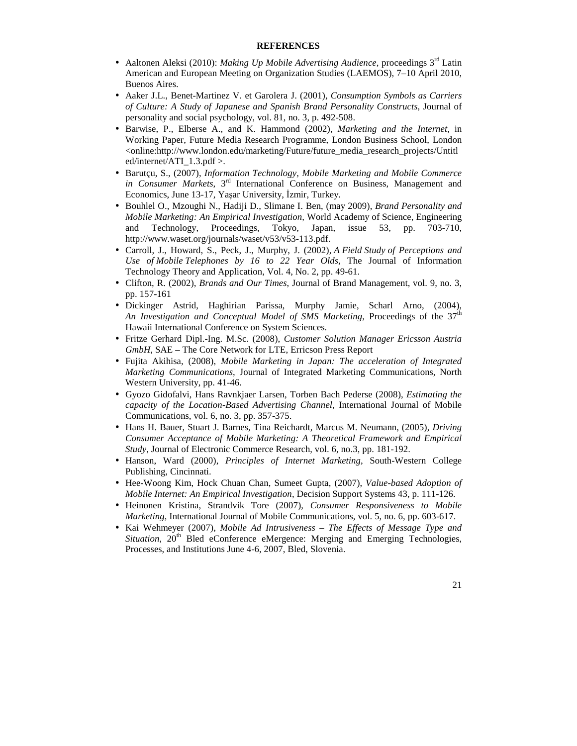**REFERENCES**

- Aaltonen Aleksi (2010): *Making Up Mobile Advertising Audience*, proceedings 3rd Latin American and European Meeting on Organization Studies (LAEMOS), 7–10 April 2010, Buenos Aires.
- Aaker J.L., Benet-Martinez V. et Garolera J. (2001), *Consumption Symbols as Carriers of Culture: A Study of Japanese and Spanish Brand Personality Constructs*, Journal of personality and social psychology, vol. 81, no. 3, p. 492-508.
- Barwise, P., Elberse A., and K. Hammond (2002), *Marketing and the Internet*, in Working Paper, Future Media Research Programme, London Business School, London <online:http://www.london.edu/marketing/Future/future_media_research_projects/Untitled/internet/ATI_1.3.pdf >.
- Barutçu, S., (2007), *Information Technology, Mobile Marketing and Mobile Commerce in Consumer Markets*, 3rd International Conference on Business, Management and Economics, June 13-17, Yaşar University, İzmir, Turkey.
- Bouhlel O., Mzoughi N., Hadiji D., Slimane I. Ben, (may 2009), *Brand Personality and Mobile Marketing: An Empirical Investigation,* World Academy of Science, Engineering and Technology, Proceedings, Tokyo, Japan, issue 53, pp. 703-710, http://www.waset.org/journals/waset/v53/v53-113.pdf.
- Carroll, J., Howard, S., Peck, J., Murphy, J. (2002), *A Field Study of Perceptions and Use of Mobile Telephones by 16 to 22 Year Olds*, The Journal of Information Technology Theory and Application, Vol. 4, No. 2, pp. 49-61.
- Clifton, R. (2002), *Brands and Our Times*, Journal of Brand Management, vol. 9, no. 3, pp. 157-161
- Dickinger Astrid, Haghirian Parissa, Murphy Jamie, Scharl Arno, (2004), *An Investigation and Conceptual Model of SMS Marketing*, Proceedings of the 37th Hawaii International Conference on System Sciences.
- Fritze Gerhard Dipl.-Ing. M.Sc. (2008), *Customer Solution Manager Ericsson Austria GmbH*, SAE – The Core Network for LTE, Erricson Press Report
- Fujita Akihisa, (2008), *Mobile Marketing in Japan: The acceleration of Integrated Marketing Communications*, Journal of Integrated Marketing Communications, North Western University, pp. 41-46.
- Gyozo Gidofalvi, Hans Ravnkjaer Larsen, Torben Bach Pederse (2008), *Estimating the capacity of the Location-Based Advertising Channel*, International Journal of Mobile Communications, vol. 6, no. 3, pp. 357-375.
- Hans H. Bauer, Stuart J. Barnes, Tina Reichardt, Marcus M. Neumann, (2005), *Driving Consumer Acceptance of Mobile Marketing: A Theoretical Framework and Empirical Study*, Journal of Electronic Commerce Research, vol. 6, no.3, pp. 181-192.
- Hanson, Ward (2000), *Principles of Internet Marketing*, South-Western College Publishing, Cincinnati.
- Hee-Woong Kim, Hock Chuan Chan, Sumeet Gupta, (2007), *Value-based Adoption of Mobile Internet: An Empirical Investigation*, Decision Support Systems 43, p. 111-126.
- Heinonen Kristina, Strandvik Tore (2007), *Consumer Responsiveness to Mobile Marketing*, International Journal of Mobile Communications, vol. 5, no. 6, pp. 603-617.
- Kai Wehmeyer (2007), *Mobile Ad Intrusiveness – The Effects of Message Type and Situation*, 20th Bled eConference eMergence: Merging and Emerging Technologies, Processes, and Institutions June 4-6, 2007, Bled, Slovenia.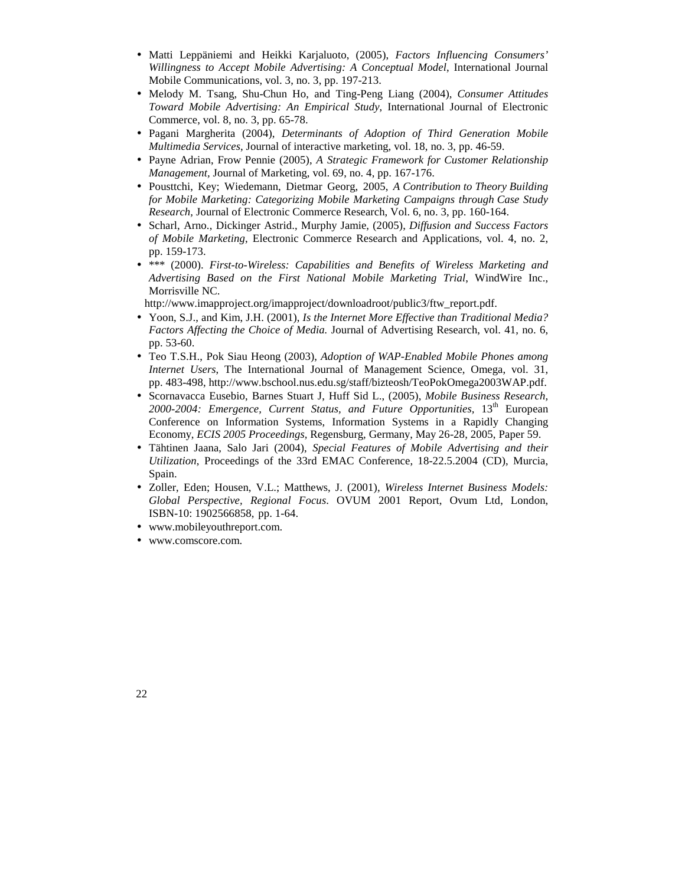- Matti Leppäniemi and Heikki Karjaluoto, (2005), *Factors Influencing Consumers' Willingness to Accept Mobile Advertising: A Conceptual Model*, International Journal Mobile Communications, vol. 3, no. 3, pp. 197-213.
- Melody M. Tsang, Shu-Chun Ho, and Ting-Peng Liang (2004), *Consumer Attitudes Toward Mobile Advertising: An Empirical Study,* International Journal of Electronic Commerce, vol. 8, no. 3, pp. 65-78.
- Pagani Margherita (2004), *Determinants of Adoption of Third Generation Mobile Multimedia Services*, Journal of interactive marketing, vol. 18, no. 3, pp. 46-59.
- Payne Adrian, Frow Pennie (2005), *A Strategic Framework for Customer Relationship Management*, Journal of Marketing, vol. 69, no. 4, pp. 167-176.
- Pousttchi, Key; Wiedemann, Dietmar Georg, 2005, *A Contribution to Theory Building for Mobile Marketing: Categorizing Mobile Marketing Campaigns through Case Study Research*, Journal of Electronic Commerce Research, Vol. 6, no. 3, pp. 160-164.
- Scharl, Arno., Dickinger Astrid., Murphy Jamie, (2005), *Diffusion and Success Factors of Mobile Marketing*, Electronic Commerce Research and Applications, vol. 4, no. 2, pp. 159-173.
- *** (2000). *First-to-Wireless: Capabilities and Benefits of Wireless Marketing and Advertising Based on the First National Mobile Marketing Trial*, WindWire Inc., Morrisville NC.

  http://www.imapproject.org/imapproject/downloadroot/public3/ftw_report.pdf.
- Yoon, S.J., and Kim, J.H. (2001), *Is the Internet More Effective than Traditional Media? Factors Affecting the Choice of Media.* Journal of Advertising Research, vol. 41, no. 6, pp. 53-60.
- Teo T.S.H., Pok Siau Heong (2003), *Adoption of WAP-Enabled Mobile Phones among Internet Users*, The International Journal of Management Science, Omega, vol. 31, pp. 483-498, http://www.bschool.nus.edu.sg/staff/bizteosh/TeoPokOmega2003WAP.pdf.
- Scornavacca Eusebio, Barnes Stuart J, Huff Sid L., (2005), *Mobile Business Research, 2000-2004: Emergence, Current Status, and Future Opportunities,* 13th European Conference on Information Systems, Information Systems in a Rapidly Changing Economy, *ECIS 2005 Proceedings*, Regensburg, Germany, May 26-28, 2005, Paper 59.
- Tähtinen Jaana, Salo Jari (2004), *Special Features of Mobile Advertising and their Utilization*, Proceedings of the 33rd EMAC Conference, 18-22.5.2004 (CD), Murcia, Spain.
- Zoller, Eden; Housen, V.L.; Matthews, J. (2001), *Wireless Internet Business Models: Global Perspective, Regional Focus*. OVUM 2001 Report, Ovum Ltd, London, ISBN-10: 1902566858, pp. 1-64.
- www.mobileyouthreport.com.
- www.comscore.com.